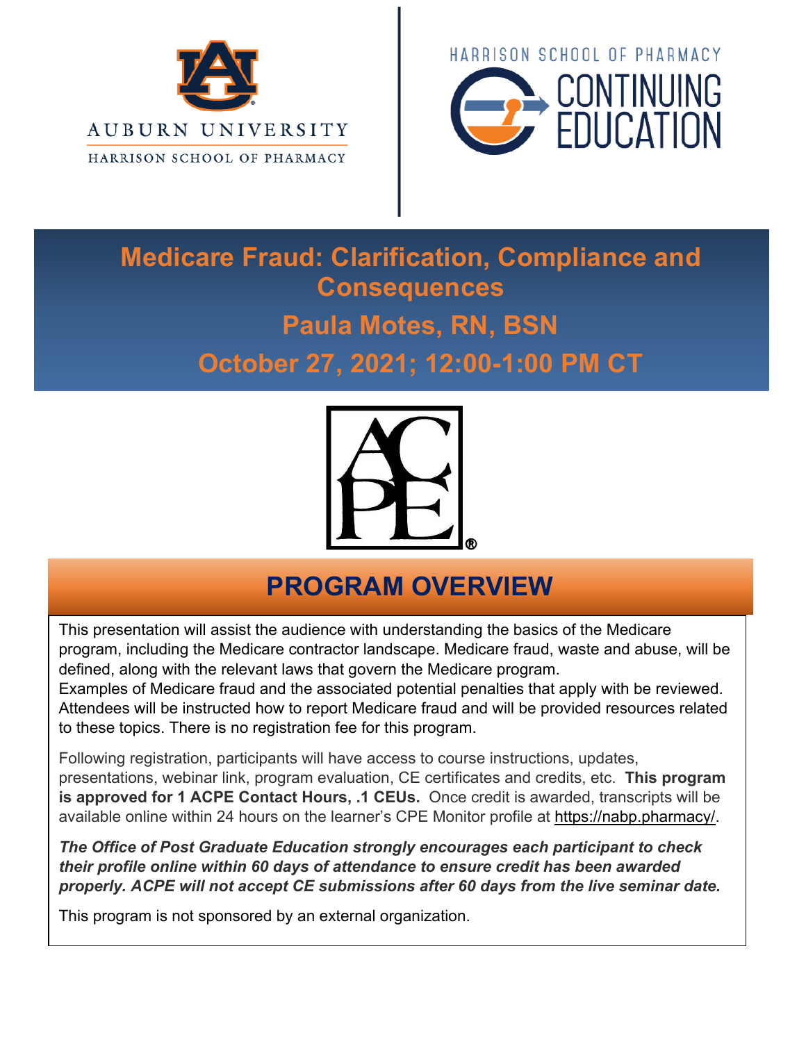AUBURN UNIVERSITY
HARRISON SCHOOL OF PHARMACY

HARRISON SCHOOL OF PHARMACY
CONTINUING EDUCATION

# Medicare Fraud: Clarification, Compliance and Consequences

## Paula Motes, RN, BSN

## October 27, 2021; 12:00-1:00 PM CT

ACPE®

## PROGRAM OVERVIEW

This presentation will assist the audience with understanding the basics of the Medicare program, including the Medicare contractor landscape. Medicare fraud, waste and abuse, will be defined, along with the relevant laws that govern the Medicare program.
Examples of Medicare fraud and the associated potential penalties that apply with be reviewed. Attendees will be instructed how to report Medicare fraud and will be provided resources related to these topics. There is no registration fee for this program.

Following registration, participants will have access to course instructions, updates, presentations, webinar link, program evaluation, CE certificates and credits, etc. **This program is approved for 1 ACPE Contact Hours, .1 CEUs.** Once credit is awarded, transcripts will be available online within 24 hours on the learner's CPE Monitor profile at https://nabp.pharmacy/.

***The Office of Post Graduate Education strongly encourages each participant to check their profile online within 60 days of attendance to ensure credit has been awarded properly. ACPE will not accept CE submissions after 60 days from the live seminar date.***

This program is not sponsored by an external organization.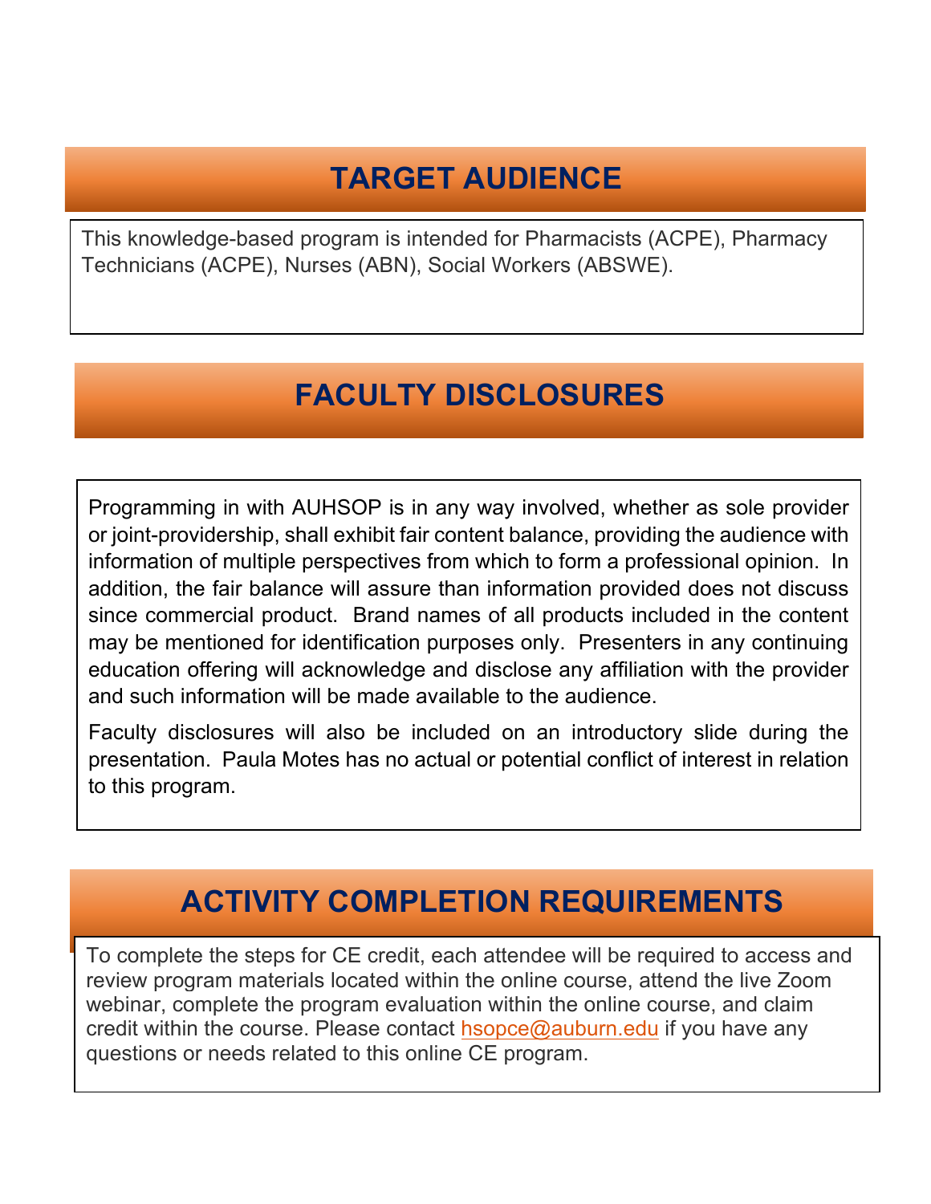## TARGET AUDIENCE

This knowledge-based program is intended for Pharmacists (ACPE), Pharmacy Technicians (ACPE), Nurses (ABN), Social Workers (ABSWE).

## FACULTY DISCLOSURES

Programming in with AUHSOP is in any way involved, whether as sole provider or joint-providership, shall exhibit fair content balance, providing the audience with information of multiple perspectives from which to form a professional opinion. In addition, the fair balance will assure than information provided does not discuss since commercial product. Brand names of all products included in the content may be mentioned for identification purposes only. Presenters in any continuing education offering will acknowledge and disclose any affiliation with the provider and such information will be made available to the audience.

Faculty disclosures will also be included on an introductory slide during the presentation. Paula Motes has no actual or potential conflict of interest in relation to this program.

## ACTIVITY COMPLETION REQUIREMENTS

To complete the steps for CE credit, each attendee will be required to access and review program materials located within the online course, attend the live Zoom webinar, complete the program evaluation within the online course, and claim credit within the course. Please contact hsopce@auburn.edu if you have any questions or needs related to this online CE program.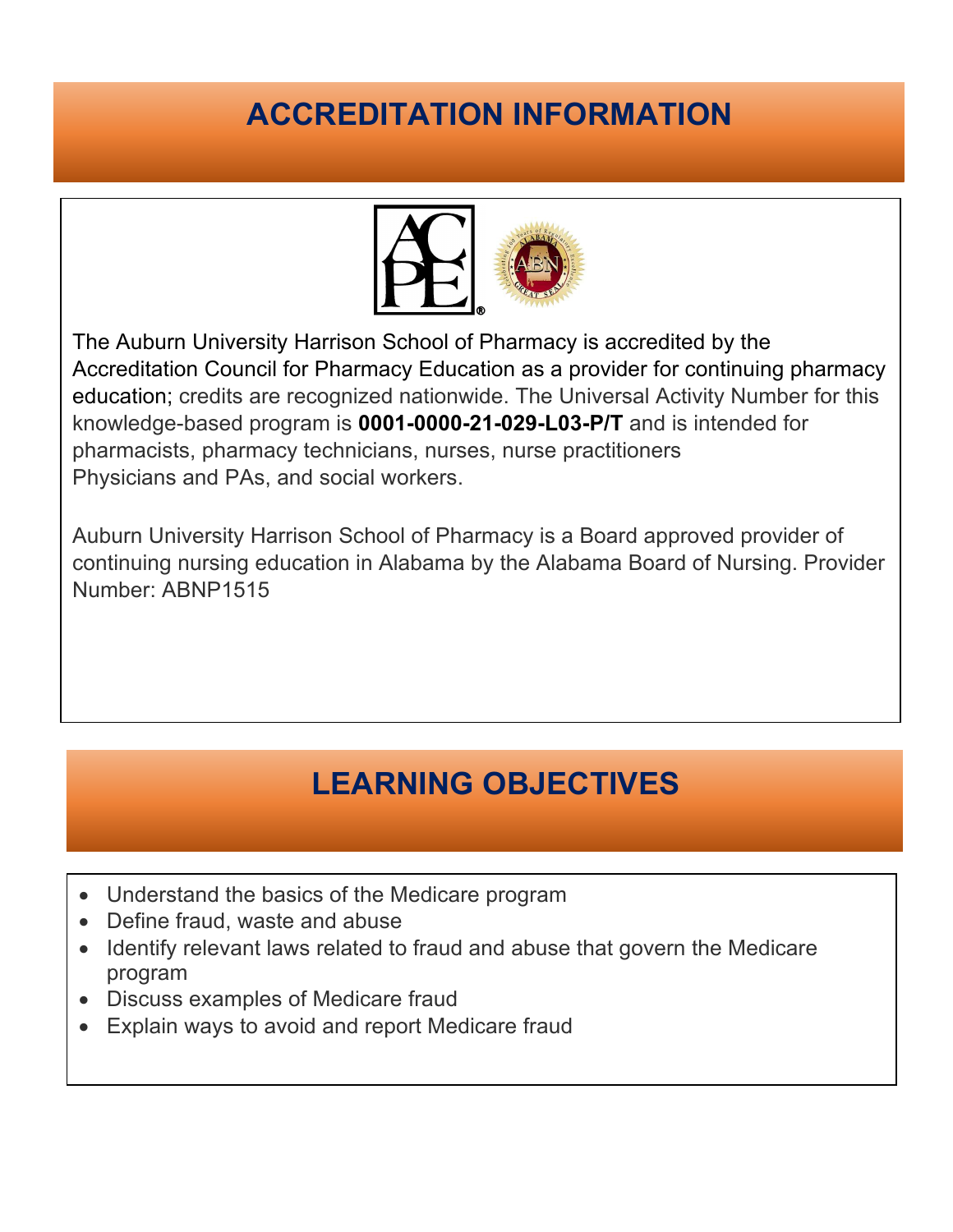## ACCREDITATION INFORMATION

The Auburn University Harrison School of Pharmacy is accredited by the Accreditation Council for Pharmacy Education as a provider for continuing pharmacy education; credits are recognized nationwide. The Universal Activity Number for this knowledge-based program is **0001-0000-21-029-L03-P/T** and is intended for pharmacists, pharmacy technicians, nurses, nurse practitioners Physicians and PAs, and social workers.

Auburn University Harrison School of Pharmacy is a Board approved provider of continuing nursing education in Alabama by the Alabama Board of Nursing. Provider Number: ABNP1515

## LEARNING OBJECTIVES

- Understand the basics of the Medicare program
- Define fraud, waste and abuse
- Identify relevant laws related to fraud and abuse that govern the Medicare program
- Discuss examples of Medicare fraud
- Explain ways to avoid and report Medicare fraud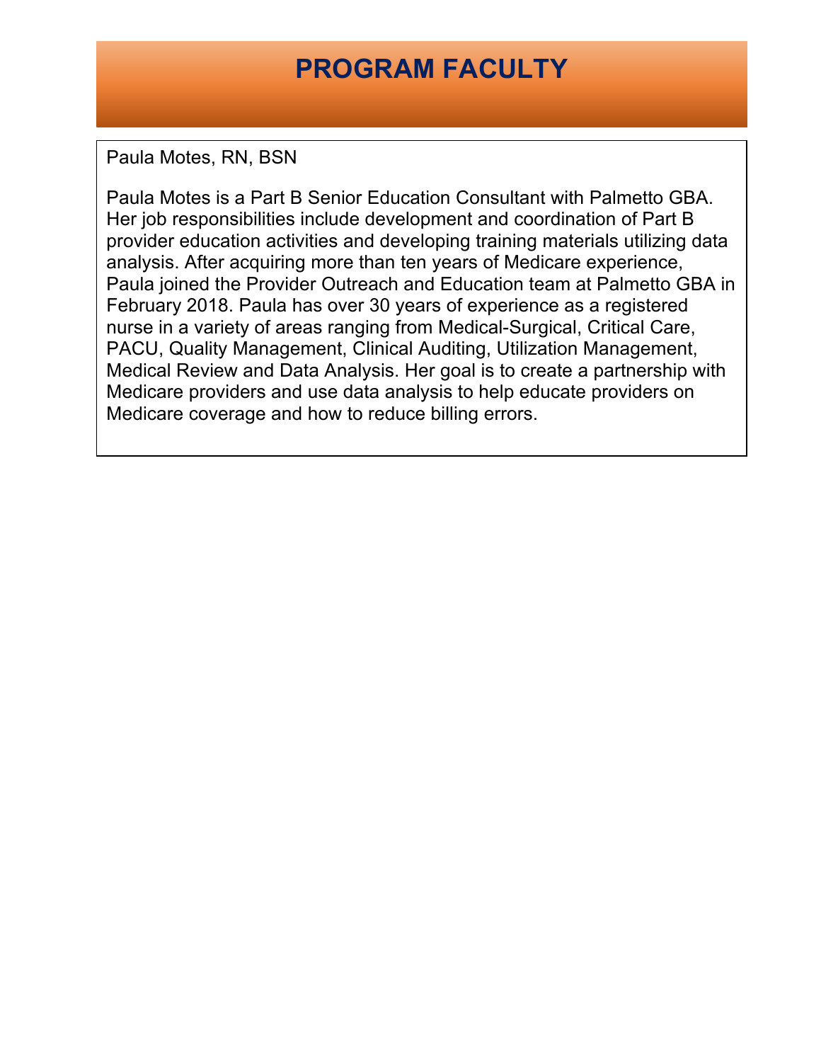# PROGRAM FACULTY

Paula Motes, RN, BSN

Paula Motes is a Part B Senior Education Consultant with Palmetto GBA. Her job responsibilities include development and coordination of Part B provider education activities and developing training materials utilizing data analysis. After acquiring more than ten years of Medicare experience, Paula joined the Provider Outreach and Education team at Palmetto GBA in February 2018. Paula has over 30 years of experience as a registered nurse in a variety of areas ranging from Medical-Surgical, Critical Care, PACU, Quality Management, Clinical Auditing, Utilization Management, Medical Review and Data Analysis. Her goal is to create a partnership with Medicare providers and use data analysis to help educate providers on Medicare coverage and how to reduce billing errors.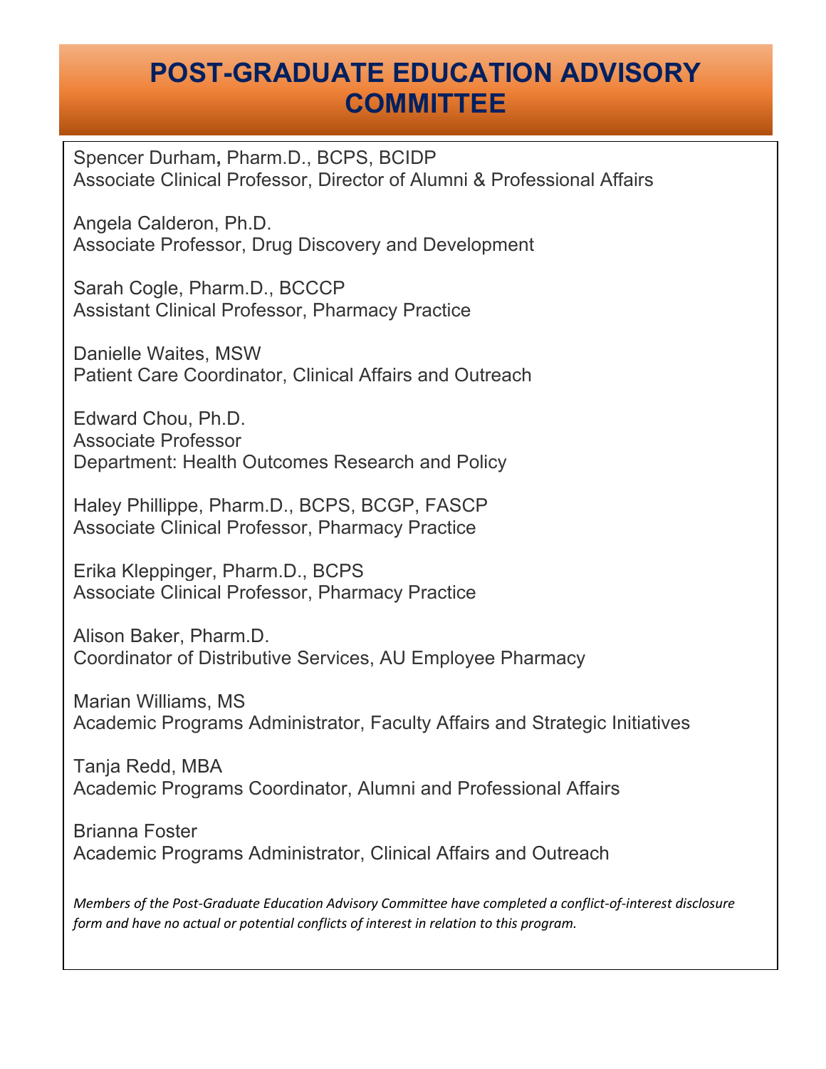# POST-GRADUATE EDUCATION ADVISORY COMMITTEE

Spencer Durham, Pharm.D., BCPS, BCIDP
Associate Clinical Professor, Director of Alumni & Professional Affairs

Angela Calderon, Ph.D.
Associate Professor, Drug Discovery and Development

Sarah Cogle, Pharm.D., BCCCP
Assistant Clinical Professor, Pharmacy Practice

Danielle Waites, MSW
Patient Care Coordinator, Clinical Affairs and Outreach

Edward Chou, Ph.D.
Associate Professor
Department: Health Outcomes Research and Policy

Haley Phillippe, Pharm.D., BCPS, BCGP, FASCP
Associate Clinical Professor, Pharmacy Practice

Erika Kleppinger, Pharm.D., BCPS
Associate Clinical Professor, Pharmacy Practice

Alison Baker, Pharm.D.
Coordinator of Distributive Services, AU Employee Pharmacy

Marian Williams, MS
Academic Programs Administrator, Faculty Affairs and Strategic Initiatives

Tanja Redd, MBA
Academic Programs Coordinator, Alumni and Professional Affairs

Brianna Foster
Academic Programs Administrator, Clinical Affairs and Outreach

*Members of the Post-Graduate Education Advisory Committee have completed a conflict-of-interest disclosure form and have no actual or potential conflicts of interest in relation to this program.*